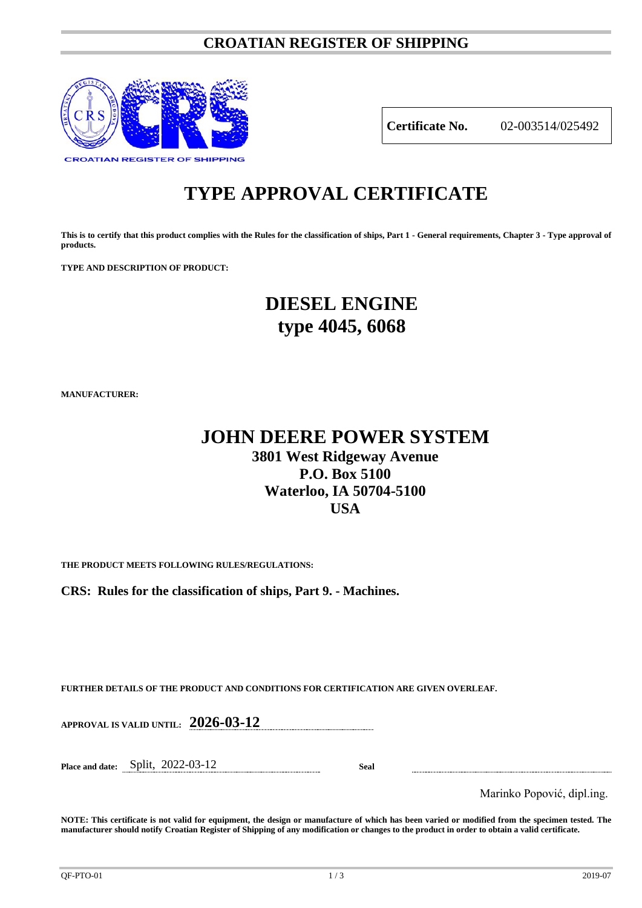# CROATIAN REGISTER OF SHIPPING

| **Certificate No.** | 02-003514/025492 |
|---|---|

# TYPE APPROVAL CERTIFICATE

**This is to certify that this product complies with the Rules for the classification of ships, Part 1 - General requirements, Chapter 3 - Type approval of products.**

**TYPE AND DESCRIPTION OF PRODUCT:**

## DIESEL ENGINE
## type 4045, 6068

**MANUFACTURER:**

## JOHN DEERE POWER SYSTEM
### 3801 West Ridgeway Avenue
### P.O. Box 5100
### Waterloo, IA 50704-5100
### USA

**THE PRODUCT MEETS FOLLOWING RULES/REGULATIONS:**

**CRS: Rules for the classification of ships, Part 9. - Machines.**

**FURTHER DETAILS OF THE PRODUCT AND CONDITIONS FOR CERTIFICATION ARE GIVEN OVERLEAF.**

**APPROVAL IS VALID UNTIL:** **2026-03-12**

**Place and date:** Split, 2022-03-12

**Seal**

Marinko Popović, dipl.ing.

**NOTE: This certificate is not valid for equipment, the design or manufacture of which has been varied or modified from the specimen tested. The manufacturer should notify Croatian Register of Shipping of any modification or changes to the product in order to obtain a valid certificate.**

QF-PTO-01 2019-07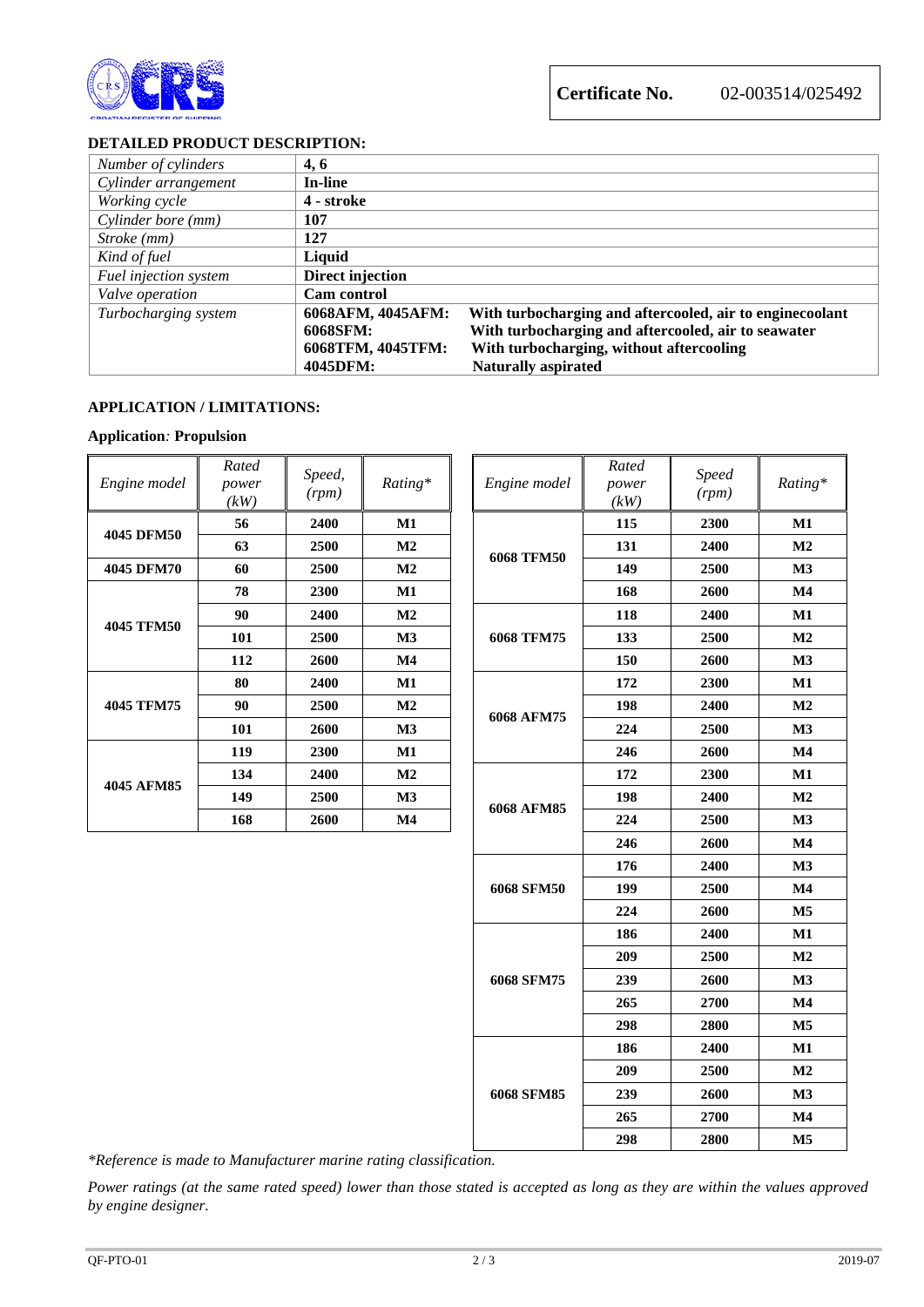**Certificate No.** 02-003514/025492

## DETAILED PRODUCT DESCRIPTION:

| | |
|---|---|
| *Number of cylinders* | **4, 6** |
| *Cylinder arrangement* | **In-line** |
| *Working cycle* | **4 - stroke** |
| *Cylinder bore (mm)* | **107** |
| *Stroke (mm)* | **127** |
| *Kind of fuel* | **Liquid** |
| *Fuel injection system* | **Direct injection** |
| *Valve operation* | **Cam control** |
| *Turbocharging system* | **6068AFM, 4045AFM:** With turbocharging and aftercooled, air to enginecoolant<br>**6068SFM:** With turbocharging and aftercooled, air to seawater<br>**6068TFM, 4045TFM:** With turbocharging, without aftercooling<br>**4045DFM:** Naturally aspirated |

## APPLICATION / LIMITATIONS:

**Application**: **Propulsion**

| *Engine model* | *Rated power (kW)* | *Speed, (rpm)* | *Rating** |
|---|---|---|---|
| **4045 DFM50** | **56** | **2400** | **M1** |
| | **63** | **2500** | **M2** |
| **4045 DFM70** | **60** | **2500** | **M2** |
| **4045 TFM50** | **78** | **2300** | **M1** |
| | **90** | **2400** | **M2** |
| | **101** | **2500** | **M3** |
| | **112** | **2600** | **M4** |
| **4045 TFM75** | **80** | **2400** | **M1** |
| | **90** | **2500** | **M2** |
| | **101** | **2600** | **M3** |
| **4045 AFM85** | **119** | **2300** | **M1** |
| | **134** | **2400** | **M2** |
| | **149** | **2500** | **M3** |
| | **168** | **2600** | **M4** |

| *Engine model* | *Rated power (kW)* | *Speed (rpm)* | *Rating** |
|---|---|---|---|
| **6068 TFM50** | **115** | **2300** | **M1** |
| | **131** | **2400** | **M2** |
| | **149** | **2500** | **M3** |
| | **168** | **2600** | **M4** |
| **6068 TFM75** | **118** | **2400** | **M1** |
| | **133** | **2500** | **M2** |
| | **150** | **2600** | **M3** |
| **6068 AFM75** | **172** | **2300** | **M1** |
| | **198** | **2400** | **M2** |
| | **224** | **2500** | **M3** |
| | **246** | **2600** | **M4** |
| **6068 AFM85** | **172** | **2300** | **M1** |
| | **198** | **2400** | **M2** |
| | **224** | **2500** | **M3** |
| | **246** | **2600** | **M4** |
| **6068 SFM50** | **176** | **2400** | **M3** |
| | **199** | **2500** | **M4** |
| | **224** | **2600** | **M5** |
| **6068 SFM75** | **186** | **2400** | **M1** |
| | **209** | **2500** | **M2** |
| | **239** | **2600** | **M3** |
| | **265** | **2700** | **M4** |
| | **298** | **2800** | **M5** |
| **6068 SFM85** | **186** | **2400** | **M1** |
| | **209** | **2500** | **M2** |
| | **239** | **2600** | **M3** |
| | **265** | **2700** | **M4** |
| | **298** | **2800** | **M5** |

**Reference is made to Manufacturer marine rating classification.*

*Power ratings (at the same rated speed) lower than those stated is accepted as long as they are within the values approved by engine designer.*

QF-PTO-01 2019-07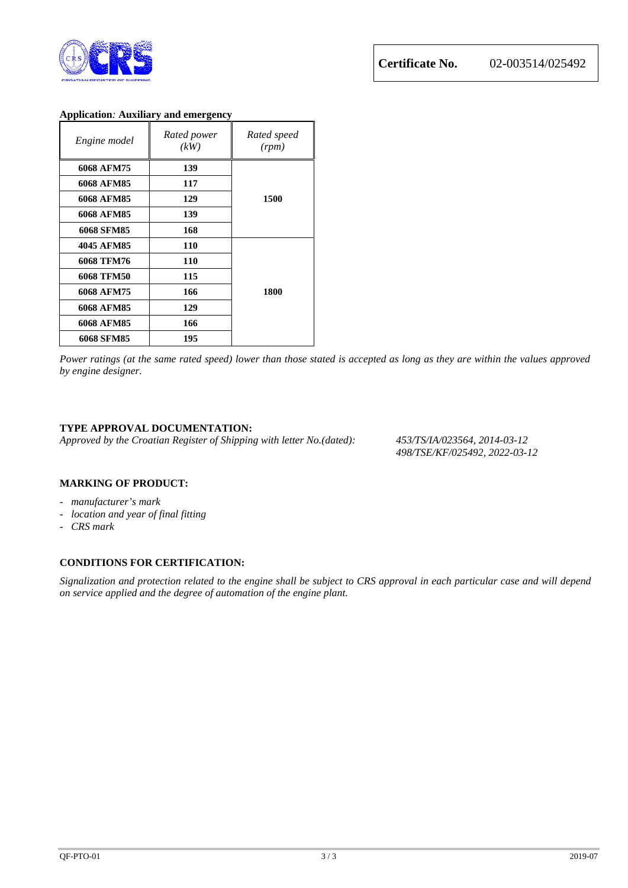**Certificate No.** 02-003514/025492

**Application***:* **Auxiliary and emergency**

| *Engine model* | *Rated power (kW)* | *Rated speed (rpm)* |
|---|---|---|
| **6068 AFM75** | **139** | **1500** |
| **6068 AFM85** | **117** | |
| **6068 AFM85** | **129** | |
| **6068 AFM85** | **139** | |
| **6068 SFM85** | **168** | |
| **4045 AFM85** | **110** | **1800** |
| **6068 TFM76** | **110** | |
| **6068 TFM50** | **115** | |
| **6068 AFM75** | **166** | |
| **6068 AFM85** | **129** | |
| **6068 AFM85** | **166** | |
| **6068 SFM85** | **195** | |

*Power ratings (at the same rated speed) lower than those stated is accepted as long as they are within the values approved by engine designer.*

**TYPE APPROVAL DOCUMENTATION:**

*Approved by the Croatian Register of Shipping with letter No.(dated):* *453/TS/IA/023564, 2014-03-12*
*498/TSE/KF/025492, 2022-03-12*

**MARKING OF PRODUCT:**

- *manufacturer's mark*
- *location and year of final fitting*
- *CRS mark*

**CONDITIONS FOR CERTIFICATION:**

*Signalization and protection related to the engine shall be subject to CRS approval in each particular case and will depend on service applied and the degree of automation of the engine plant.*

QF-PTO-01 2019-07